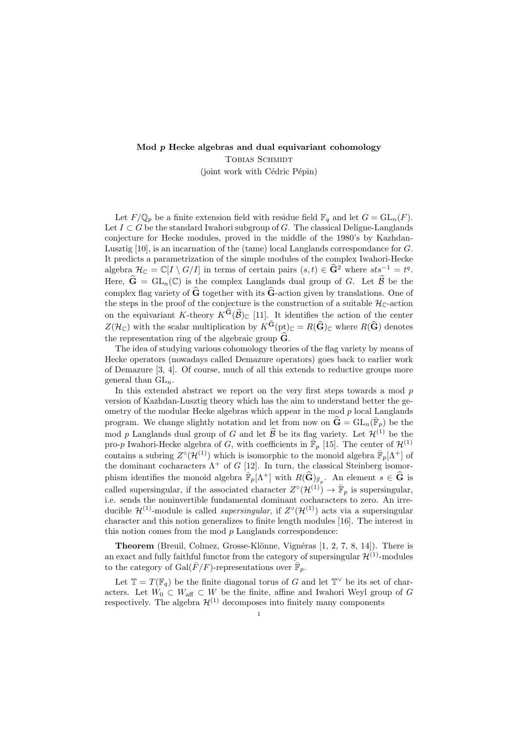**Mod $p$ Hecke algebras and dual equivariant cohomology**

Tobias Schmidt

(joint work with Cédric Pépin)

Let $F/\mathbb{Q}_p$ be a finite extension field with residue field $\mathbb{F}_q$ and let $G = \mathrm{GL}_n(F)$. Let $I \subset G$ be the standard Iwahori subgroup of $G$. The classical Deligne-Langlands conjecture for Hecke modules, proved in the middle of the 1980's by Kazhdan-Lusztig [10], is an incarnation of the (tame) local Langlands correspondance for $G$. It predicts a parametrization of the simple modules of the complex Iwahori-Hecke algebra $\mathcal{H}_{\mathbb{C}} = \mathbb{C}[I \setminus G/I]$ in terms of certain pairs $(s,t) \in \widehat{\mathbf{G}}^2$ where $sts^{-1} = t^q$. Here, $\widehat{\mathbf{G}} = \mathrm{GL}_n(\mathbb{C})$ is the complex Langlands dual group of $G$. Let $\widehat{\mathcal{B}}$ be the complex flag variety of $\widehat{\mathbf{G}}$ together with its $\widehat{\mathbf{G}}$-action given by translations. One of the steps in the proof of the conjecture is the construction of a suitable $\mathcal{H}_{\mathbb{C}}$-action on the equivariant $K$-theory $K^{\widehat{\mathbf{G}}}(\widehat{\mathcal{B}})_{\mathbb{C}}$ [11]. It identifies the action of the center $Z(\mathcal{H}_{\mathbb{C}})$ with the scalar multiplication by $K^{\widehat{\mathbf{G}}}(\mathrm{pt})_{\mathbb{C}} = R(\widehat{\mathbf{G}})_{\mathbb{C}}$ where $R(\widehat{\mathbf{G}})$ denotes the representation ring of the algebraic group $\widehat{\mathbf{G}}$.

The idea of studying various cohomology theories of the flag variety by means of Hecke operators (nowadays called Demazure operators) goes back to earlier work of Demazure [3, 4]. Of course, much of all this extends to reductive groups more general than $\mathrm{GL}_n$.

In this extended abstract we report on the very first steps towards a mod $p$ version of Kazhdan-Lusztig theory which has the aim to understand better the geometry of the modular Hecke algebras which appear in the mod $p$ local Langlands program. We change slightly notation and let from now on $\widehat{\mathbf{G}} = \mathrm{GL}_n(\bar{\mathbb{F}}_p)$ be the mod $p$ Langlands dual group of $G$ and let $\widehat{\mathcal{B}}$ be its flag variety. Let $\mathcal{H}^{(1)}$ be the pro-$p$ Iwahori-Hecke algebra of $G$, with coefficients in $\bar{\mathbb{F}}_p$ [15]. The center of $\mathcal{H}^{(1)}$ contains a subring $Z^{\circ}(\mathcal{H}^{(1)})$ which is isomorphic to the monoid algebra $\bar{\mathbb{F}}_p[\Lambda^+]$ of the dominant cocharacters $\Lambda^+$ of $G$ [12]. In turn, the classical Steinberg isomorphism identifies the monoid algebra $\bar{\mathbb{F}}_p[\Lambda^+]$ with $R(\widehat{\mathbf{G}})_{\bar{\mathbb{F}}_p}$. An element $s \in \widehat{\mathbf{G}}$ is called supersingular, if the associated character $Z^{\circ}(\mathcal{H}^{(1)}) \to \bar{\mathbb{F}}_p$ is supersingular, i.e. sends the noninvertible fundamental dominant cocharacters to zero. An irreducible $\mathcal{H}^{(1)}$-module is called *supersingular*, if $Z^{\circ}(\mathcal{H}^{(1)})$ acts via a supersingular character and this notion generalizes to finite length modules [16]. The interest in this notion comes from the mod $p$ Langlands correspondence:

**Theorem** (Breuil, Colmez, Grosse-Klönne, Vignéras [1, 2, 7, 8, 14]). There is an exact and fully faithful functor from the category of supersingular $\mathcal{H}^{(1)}$-modules to the category of $\mathrm{Gal}(\bar{F}/F)$-representations over $\bar{\mathbb{F}}_p$.

Let $\mathbb{T} = T(\mathbb{F}_q)$ be the finite diagonal torus of $G$ and let $\mathbb{T}^{\vee}$ be its set of characters. Let $W_0 \subset W_{\mathrm{aff}} \subset W$ be the finite, affine and Iwahori Weyl group of $G$ respectively. The algebra $\mathcal{H}^{(1)}$ decomposes into finitely many components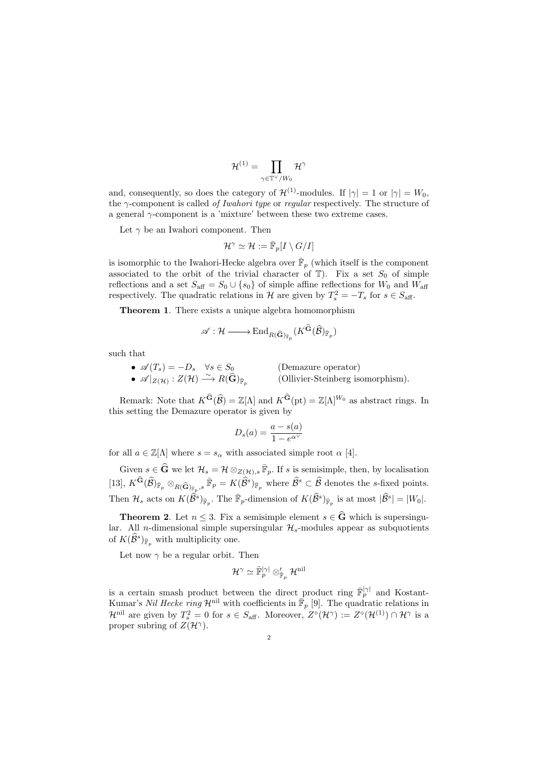$$\mathcal{H}^{(1)} = \prod_{\gamma \in \mathbb{T}^\vee / W_0} \mathcal{H}^\gamma$$

and, consequently, so does the category of $\mathcal{H}^{(1)}$-modules. If $|\gamma| = 1$ or $|\gamma| = W_0$, the $\gamma$-component is called *of Iwahori type* or *regular* respectively. The structure of a general $\gamma$-component is a 'mixture' between these two extreme cases.

Let $\gamma$ be an Iwahori component. Then

$$\mathcal{H}^\gamma \simeq \mathcal{H} := \bar{\mathbb{F}}_p[I \setminus G / I]$$

is isomorphic to the Iwahori-Hecke algebra over $\bar{\mathbb{F}}_p$ (which itself is the component associated to the orbit of the trivial character of $\mathbb{T}$). Fix a set $S_0$ of simple reflections and a set $S_{\text{aff}} = S_0 \cup \{s_0\}$ of simple affine reflections for $W_0$ and $W_{\text{aff}}$ respectively. The quadratic relations in $\mathcal{H}$ are given by $T_s^2 = -T_s$ for $s \in S_{\text{aff}}$.

**Theorem 1**. There exists a unique algebra homomorphism

$$\mathscr{A} : \mathcal{H} \longrightarrow \operatorname{End}_{R(\widehat{\mathbf{G}})_{\bar{\mathbb{F}}_p}}(K^{\widehat{\mathbf{G}}}(\widehat{\mathcal{B}})_{\bar{\mathbb{F}}_p})$$

such that

- $\mathscr{A}(T_s) = -D_s \quad \forall s \in S_0$ (Demazure operator)
- $\mathscr{A}|_{Z(\mathcal{H})} : Z(\mathcal{H}) \xrightarrow{\sim} R(\widehat{\mathbf{G}})_{\bar{\mathbb{F}}_p}$ (Ollivier-Steinberg isomorphism).

Remark: Note that $K^{\widehat{\mathbf{G}}}(\widehat{\mathcal{B}}) = \mathbb{Z}[\Lambda]$ and $K^{\widehat{\mathbf{G}}}(\text{pt}) = \mathbb{Z}[\Lambda]^{W_0}$ as abstract rings. In this setting the Demazure operator is given by

$$D_s(a) = \frac{a - s(a)}{1 - e^{\alpha^\vee}}$$

for all $a \in \mathbb{Z}[\Lambda]$ where $s = s_\alpha$ with associated simple root $\alpha$ [4].

Given $s \in \widehat{\mathbf{G}}$ we let $\mathcal{H}_s = \mathcal{H} \otimes_{Z(\mathcal{H}),s} \bar{\mathbb{F}}_p$. If $s$ is semisimple, then, by localisation [13], $K^{\widehat{\mathbf{G}}}(\widehat{\mathcal{B}})_{\bar{\mathbb{F}}_p} \otimes_{R(\widehat{\mathbf{G}})_{\bar{\mathbb{F}}_p},s} \bar{\mathbb{F}}_p = K(\widehat{\mathcal{B}}^s)_{\bar{\mathbb{F}}_p}$ where $\widehat{\mathcal{B}}^s \subset \widehat{\mathcal{B}}$ denotes the $s$-fixed points. Then $\mathcal{H}_s$ acts on $K(\widehat{\mathcal{B}}^s)_{\bar{\mathbb{F}}_p}$. The $\bar{\mathbb{F}}_p$-dimension of $K(\widehat{\mathcal{B}}^s)_{\bar{\mathbb{F}}_p}$ is at most $|\widehat{\mathcal{B}}^s| = |W_0|$.

**Theorem 2**. Let $n \leq 3$. Fix a semisimple element $s \in \widehat{\mathbf{G}}$ which is supersingular. All $n$-dimensional simple supersingular $\mathcal{H}_s$-modules appear as subquotients of $K(\widehat{\mathcal{B}}^s)_{\bar{\mathbb{F}}_p}$ with multiplicity one.

Let now $\gamma$ be a regular orbit. Then

$$\mathcal{H}^\gamma \simeq \bar{\mathbb{F}}_p^{|\gamma|} \otimes'_{\bar{\mathbb{F}}_p} \mathcal{H}^{\text{nil}}$$

is a certain smash product between the direct product ring $\bar{\mathbb{F}}_p^{|\gamma|}$ and Kostant-Kumar's *Nil Hecke ring* $\mathcal{H}^{\text{nil}}$ with coefficients in $\bar{\mathbb{F}}_p$ [9]. The quadratic relations in $\mathcal{H}^{\text{nil}}$ are given by $T_s^2 = 0$ for $s \in S_{\text{aff}}$. Moreover, $Z^\circ(\mathcal{H}^\gamma) := Z^\circ(\mathcal{H}^{(1)}) \cap \mathcal{H}^\gamma$ is a proper subring of $Z(\mathcal{H}^\gamma)$.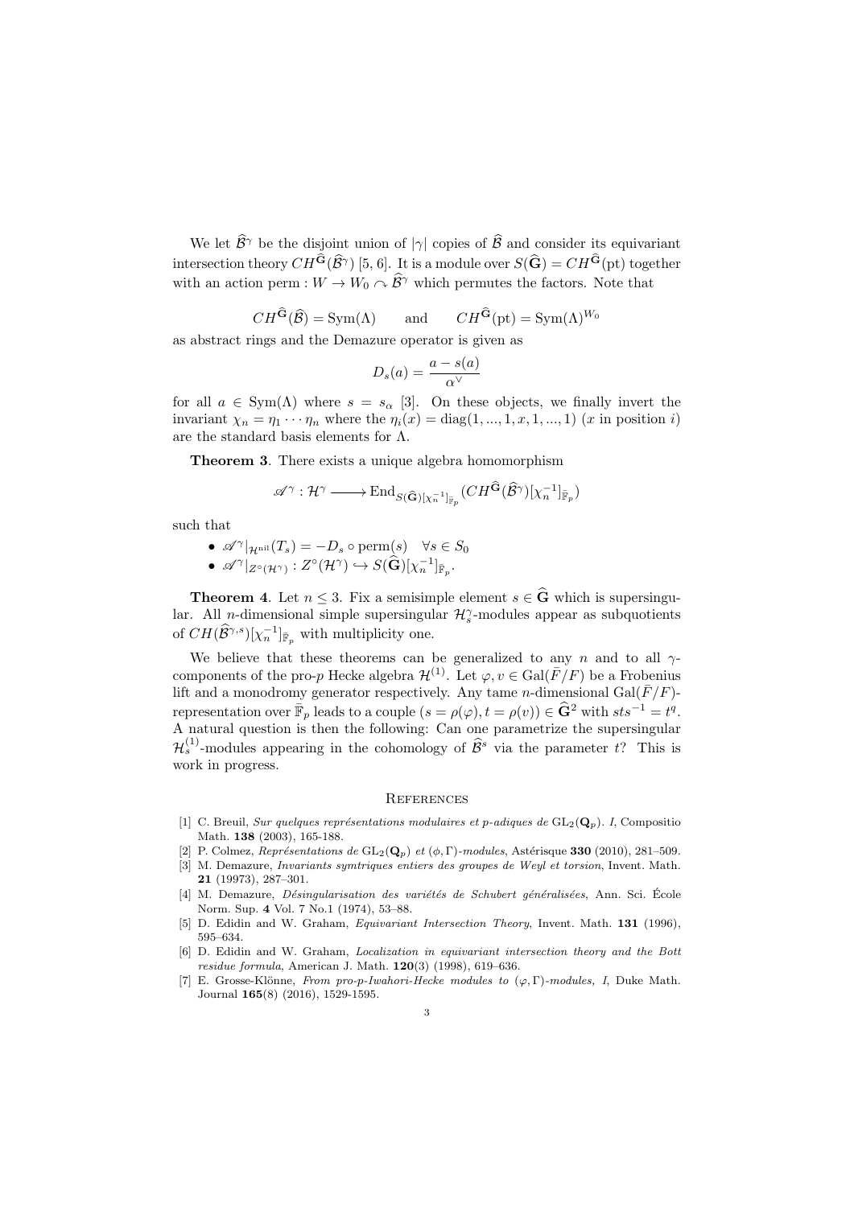We let $\widehat{\mathcal{B}}^\gamma$ be the disjoint union of $|\gamma|$ copies of $\widehat{\mathcal{B}}$ and consider its equivariant intersection theory $CH^{\widehat{\mathbf{G}}}(\widehat{\mathcal{B}}^\gamma)$ [5, 6]. It is a module over $S(\widehat{\mathbf{G}}) = CH^{\widehat{\mathbf{G}}}(\mathrm{pt})$ together with an action perm : $W \to W_0 \curvearrowright \widehat{\mathcal{B}}^\gamma$ which permutes the factors. Note that

$$CH^{\widehat{\mathbf{G}}}(\widehat{\mathcal{B}}) = \mathrm{Sym}(\Lambda) \qquad \text{and} \qquad CH^{\widehat{\mathbf{G}}}(\mathrm{pt}) = \mathrm{Sym}(\Lambda)^{W_0}$$

as abstract rings and the Demazure operator is given as

$$D_s(a) = \frac{a - s(a)}{\alpha^\vee}$$

for all $a \in \mathrm{Sym}(\Lambda)$ where $s = s_\alpha$ [3]. On these objects, we finally invert the invariant $\chi_n = \eta_1 \cdots \eta_n$ where the $\eta_i(x) = \mathrm{diag}(1, ..., 1, x, 1, ..., 1)$ ($x$ in position $i$) are the standard basis elements for $\Lambda$.

**Theorem 3**. There exists a unique algebra homomorphism

$$\mathscr{A}^\gamma : \mathcal{H}^\gamma \longrightarrow \mathrm{End}_{S(\widehat{\mathbf{G}})[\chi_n^{-1}]_{\bar{\mathbb{F}}_p}}(CH^{\widehat{\mathbf{G}}}(\widehat{\mathcal{B}}^\gamma)[\chi_n^{-1}]_{\bar{\mathbb{F}}_p})$$

such that

- $\mathscr{A}^\gamma|_{\mathcal{H}^{\mathrm{nil}}}(T_s) = -D_s \circ \mathrm{perm}(s) \quad \forall s \in S_0$
- $\mathscr{A}^\gamma|_{Z^\circ(\mathcal{H}^\gamma)} : Z^\circ(\mathcal{H}^\gamma) \hookrightarrow S(\widehat{\mathbf{G}})[\chi_n^{-1}]_{\bar{\mathbb{F}}_p}$.

**Theorem 4**. Let $n \leq 3$. Fix a semisimple element $s \in \widehat{\mathbf{G}}$ which is supersingular. All $n$-dimensional simple supersingular $\mathcal{H}_s^\gamma$-modules appear as subquotients of $CH(\widehat{\mathcal{B}}^{\gamma,s})[\chi_n^{-1}]_{\bar{\mathbb{F}}_p}$ with multiplicity one.

We believe that these theorems can be generalized to any $n$ and to all $\gamma$-components of the pro-$p$ Hecke algebra $\mathcal{H}^{(1)}$. Let $\varphi, v \in \mathrm{Gal}(\bar{F}/F)$ be a Frobenius lift and a monodromy generator respectively. Any tame $n$-dimensional $\mathrm{Gal}(\bar{F}/F)$-representation over $\bar{\mathbb{F}}_p$ leads to a couple $(s = \rho(\varphi), t = \rho(v)) \in \widehat{\mathbf{G}}^2$ with $sts^{-1} = t^q$. A natural question is then the following: Can one parametrize the supersingular $\mathcal{H}_s^{(1)}$-modules appearing in the cohomology of $\widehat{\mathcal{B}}^s$ via the parameter $t$? This is work in progress.

## References

[1] C. Breuil, *Sur quelques représentations modulaires et p-adiques de* $\mathrm{GL}_2(\mathbf{Q}_p)$. *I*, Compositio Math. **138** (2003), 165-188.

[2] P. Colmez, *Représentations de* $\mathrm{GL}_2(\mathbf{Q}_p)$ *et* $(\phi, \Gamma)$*-modules*, Astérisque **330** (2010), 281–509.

[3] M. Demazure, *Invariants symtriques entiers des groupes de Weyl et torsion*, Invent. Math. **21** (19973), 287–301.

[4] M. Demazure, *Désingularisation des variétés de Schubert généralisées*, Ann. Sci. École Norm. Sup. **4** Vol. 7 No.1 (1974), 53–88.

[5] D. Edidin and W. Graham, *Equivariant Intersection Theory*, Invent. Math. **131** (1996), 595–634.

[6] D. Edidin and W. Graham, *Localization in equivariant intersection theory and the Bott residue formula*, American J. Math. **120**(3) (1998), 619–636.

[7] E. Grosse-Klönne, *From pro-p-Iwahori-Hecke modules to* $(\varphi, \Gamma)$*-modules, I*, Duke Math. Journal **165**(8) (2016), 1529-1595.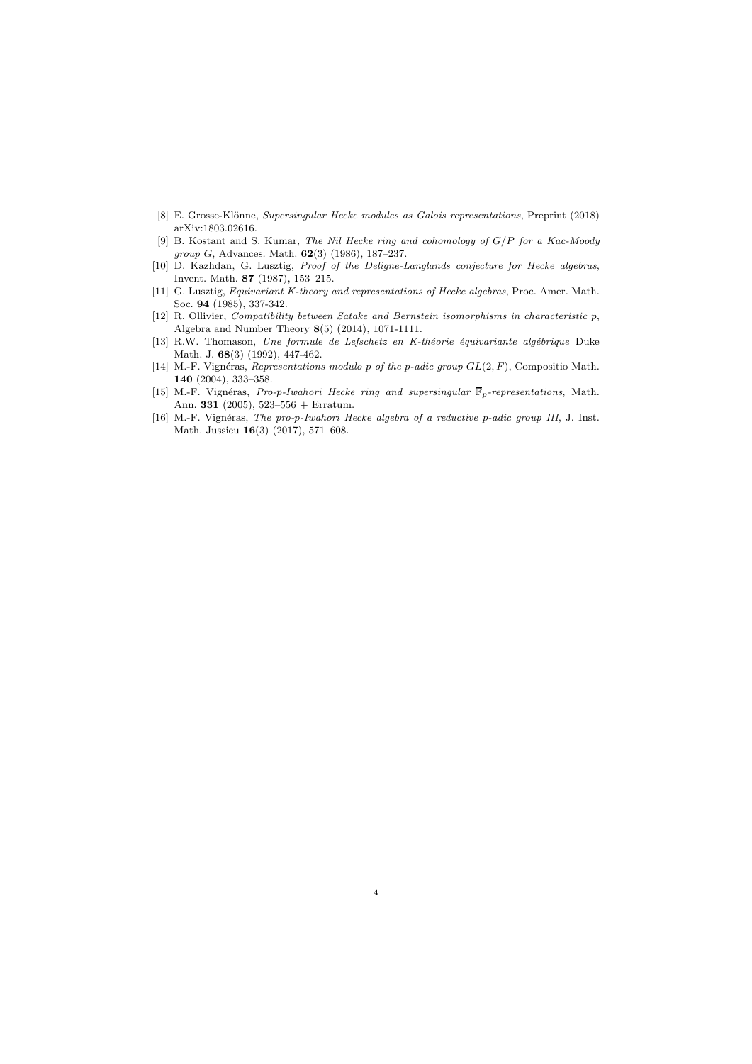[8] E. Grosse-Klönne, *Supersingular Hecke modules as Galois representations*, Preprint (2018) arXiv:1803.02616.

[9] B. Kostant and S. Kumar, *The Nil Hecke ring and cohomology of $G/P$ for a Kac-Moody group $G$*, Advances. Math. **62**(3) (1986), 187–237.

[10] D. Kazhdan, G. Lusztig, *Proof of the Deligne-Langlands conjecture for Hecke algebras*, Invent. Math. **87** (1987), 153–215.

[11] G. Lusztig, *Equivariant K-theory and representations of Hecke algebras*, Proc. Amer. Math. Soc. **94** (1985), 337-342.

[12] R. Ollivier, *Compatibility between Satake and Bernstein isomorphisms in characteristic $p$*, Algebra and Number Theory **8**(5) (2014), 1071-1111.

[13] R.W. Thomason, *Une formule de Lefschetz en K-théorie équivariante algébrique* Duke Math. J. **68**(3) (1992), 447-462.

[14] M.-F. Vignéras, *Representations modulo $p$ of the $p$-adic group $GL(2, F)$*, Compositio Math. **140** (2004), 333–358.

[15] M.-F. Vignéras, *Pro-p-Iwahori Hecke ring and supersingular $\overline{\mathbb{F}}_p$-representations*, Math. Ann. **331** (2005), 523–556 + Erratum.

[16] M.-F. Vignéras, *The pro-p-Iwahori Hecke algebra of a reductive p-adic group III*, J. Inst. Math. Jussieu **16**(3) (2017), 571–608.